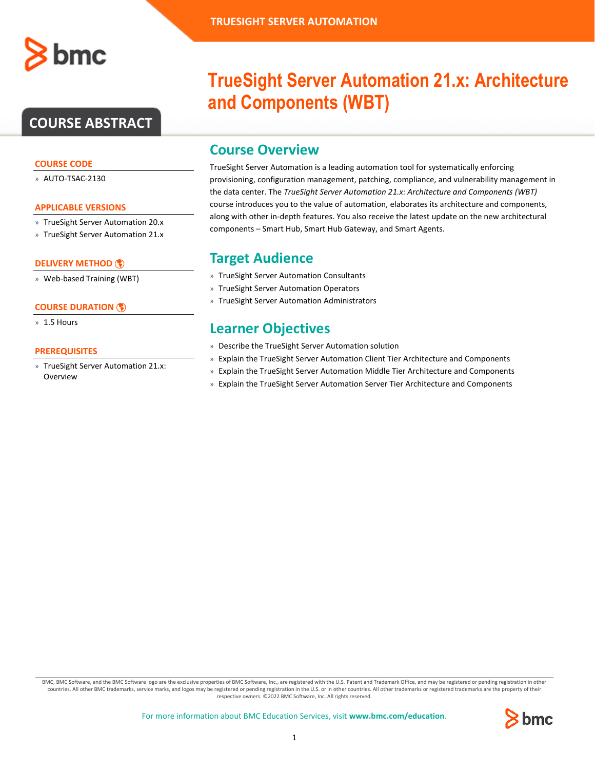# TrueSight Server Automation 21.x: Architecture and Components (WBT)

## COURSE ABSTRACT

### COURSE CODE

- AUTO-TSAC-2130

### APPLICABLE VERSIONS

- TrueSight Server Automation 20.x
- TrueSight Server Automation 21.x

### DELIVERY METHOD

- Web-based Training (WBT)

### COURSE DURATION

- 1.5 Hours

### PREREQUISITES

- TrueSight Server Automation 21.x: Overview

## Course Overview

TrueSight Server Automation is a leading automation tool for systematically enforcing provisioning, configuration management, patching, compliance, and vulnerability management in the data center. The *TrueSight Server Automation 21.x: Architecture and Components (WBT)* course introduces you to the value of automation, elaborates its architecture and components, along with other in-depth features. You also receive the latest update on the new architectural components – Smart Hub, Smart Hub Gateway, and Smart Agents.

## Target Audience

- TrueSight Server Automation Consultants
- TrueSight Server Automation Operators
- TrueSight Server Automation Administrators

## Learner Objectives

- Describe the TrueSight Server Automation solution
- Explain the TrueSight Server Automation Client Tier Architecture and Components
- Explain the TrueSight Server Automation Middle Tier Architecture and Components
- Explain the TrueSight Server Automation Server Tier Architecture and Components

BMC, BMC Software, and the BMC Software logo are the exclusive properties of BMC Software, Inc., are registered with the U.S. Patent and Trademark Office, and may be registered or pending registration in other countries. All other BMC trademarks, service marks, and logos may be registered or pending registration in the U.S. or in other countries. All other trademarks or registered trademarks are the property of their respective owners. ©2022 BMC Software, Inc. All rights reserved.

For more information about BMC Education Services, visit **www.bmc.com/education**.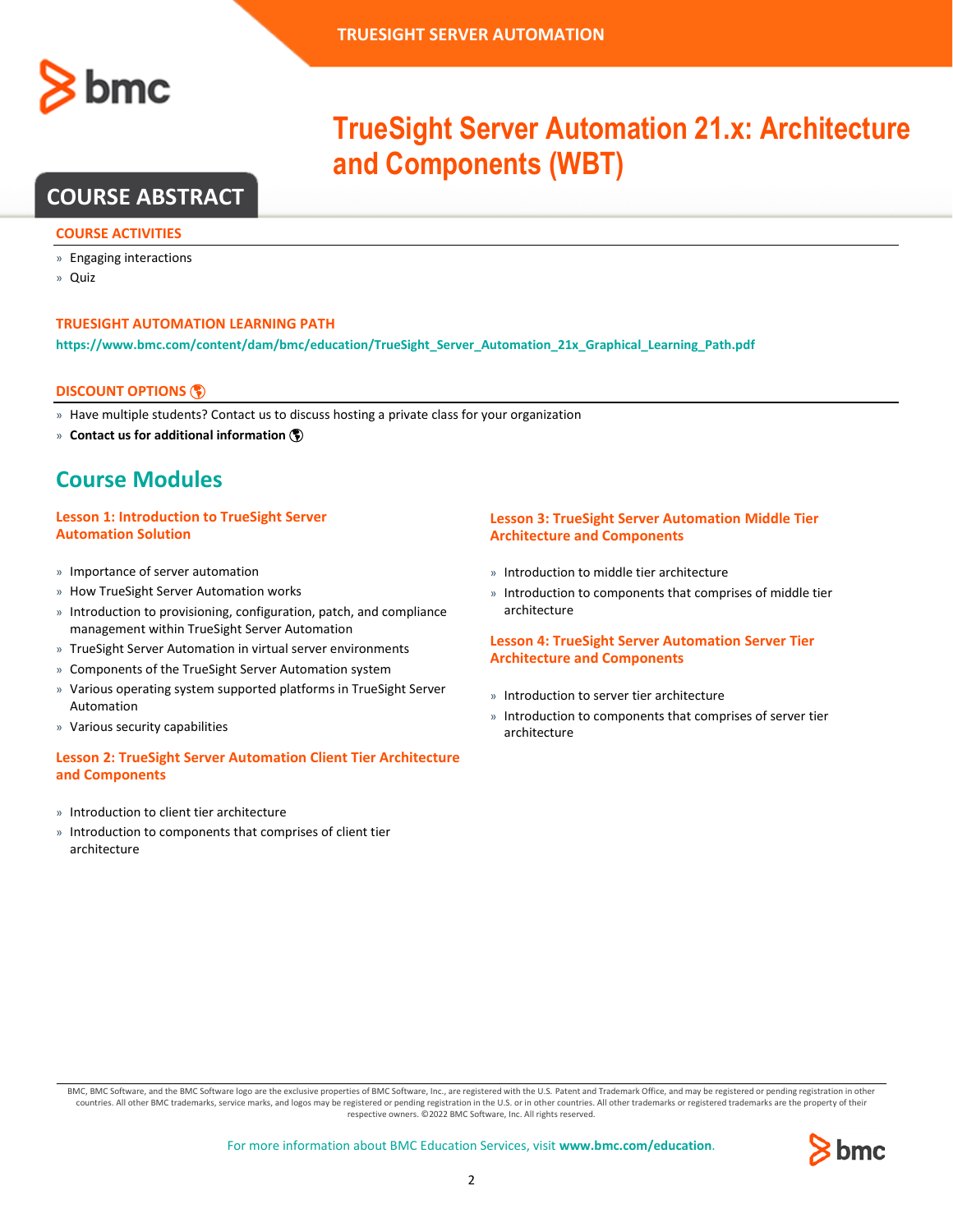# TrueSight Server Automation 21.x: Architecture and Components (WBT)

## COURSE ABSTRACT

### COURSE ACTIVITIES

- Engaging interactions
- Quiz

### TRUESIGHT AUTOMATION LEARNING PATH

https://www.bmc.com/content/dam/bmc/education/TrueSight_Server_Automation_21x_Graphical_Learning_Path.pdf

### DISCOUNT OPTIONS

- Have multiple students? Contact us to discuss hosting a private class for your organization
- **Contact us for additional information**

## Course Modules

### Lesson 1: Introduction to TrueSight Server Automation Solution

- Importance of server automation
- How TrueSight Server Automation works
- Introduction to provisioning, configuration, patch, and compliance management within TrueSight Server Automation
- TrueSight Server Automation in virtual server environments
- Components of the TrueSight Server Automation system
- Various operating system supported platforms in TrueSight Server Automation
- Various security capabilities

### Lesson 2: TrueSight Server Automation Client Tier Architecture and Components

- Introduction to client tier architecture
- Introduction to components that comprises of client tier architecture

### Lesson 3: TrueSight Server Automation Middle Tier Architecture and Components

- Introduction to middle tier architecture
- Introduction to components that comprises of middle tier architecture

### Lesson 4: TrueSight Server Automation Server Tier Architecture and Components

- Introduction to server tier architecture
- Introduction to components that comprises of server tier architecture

BMC, BMC Software, and the BMC Software logo are the exclusive properties of BMC Software, Inc., are registered with the U.S. Patent and Trademark Office, and may be registered or pending registration in other countries. All other BMC trademarks, service marks, and logos may be registered or pending registration in the U.S. or in other countries. All other trademarks or registered trademarks are the property of their respective owners. ©2022 BMC Software, Inc. All rights reserved.

For more information about BMC Education Services, visit **www.bmc.com/education**.